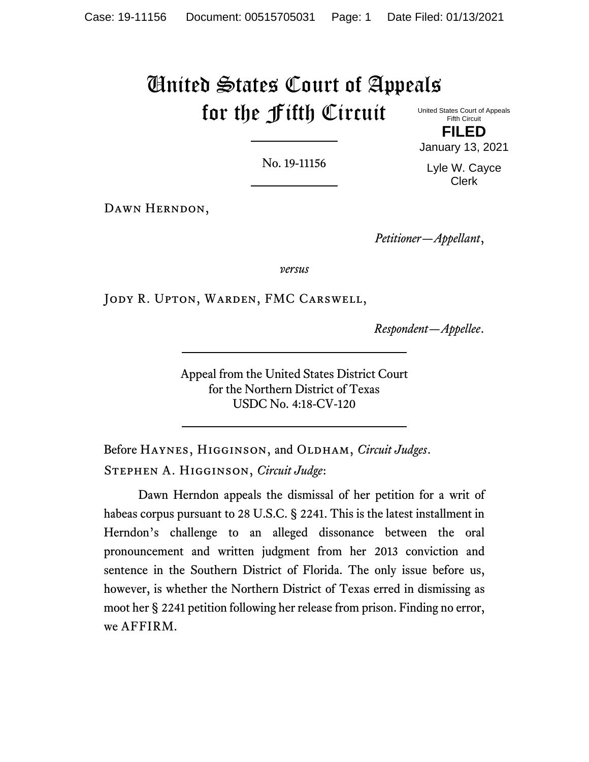# United States Court of Appeals for the Fifth Circuit

United States Court of Appeals
Fifth Circuit

**FILED**

January 13, 2021

Lyle W. Cayce
Clerk

No. 19-11156

Dawn Herndon,

*Petitioner—Appellant*,

*versus*

Jody R. Upton, Warden, FMC Carswell,

*Respondent—Appellee*.

Appeal from the United States District Court
for the Northern District of Texas
USDC No. 4:18-CV-120

Before Haynes, Higginson, and Oldham, *Circuit Judges*.

Stephen A. Higginson, *Circuit Judge*:

Dawn Herndon appeals the dismissal of her petition for a writ of habeas corpus pursuant to 28 U.S.C. § 2241. This is the latest installment in Herndon's challenge to an alleged dissonance between the oral pronouncement and written judgment from her 2013 conviction and sentence in the Southern District of Florida. The only issue before us, however, is whether the Northern District of Texas erred in dismissing as moot her § 2241 petition following her release from prison. Finding no error, we AFFIRM.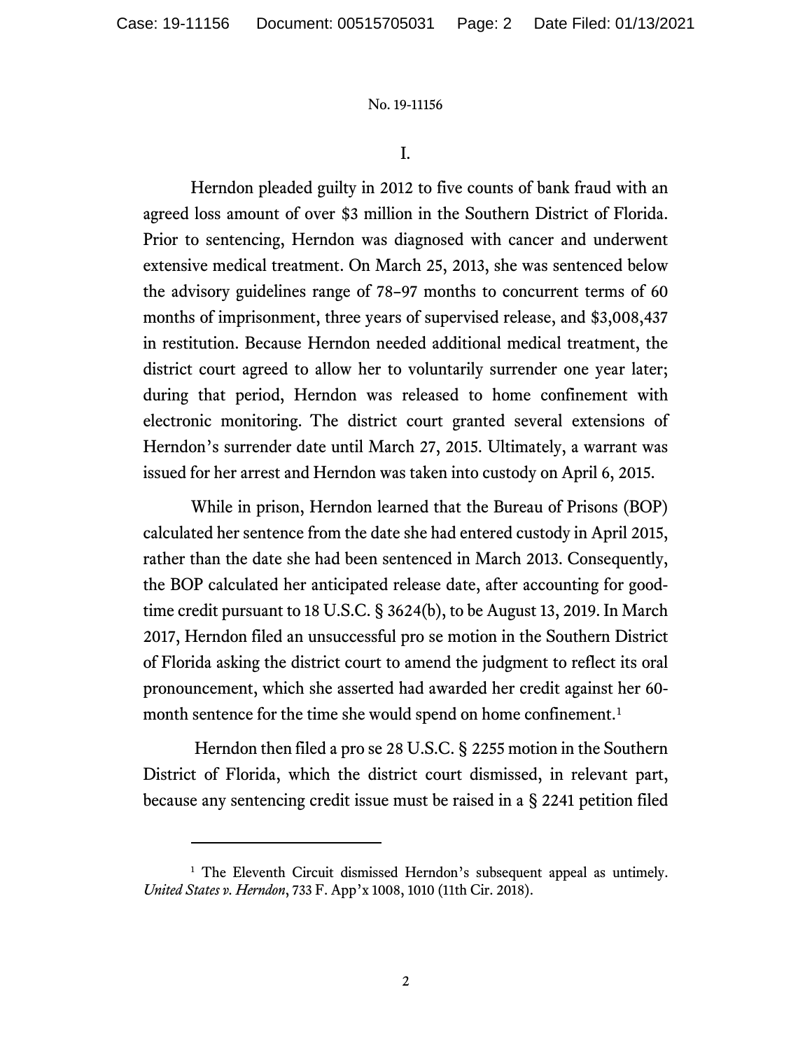I.

Herndon pleaded guilty in 2012 to five counts of bank fraud with an agreed loss amount of over $3 million in the Southern District of Florida. Prior to sentencing, Herndon was diagnosed with cancer and underwent extensive medical treatment. On March 25, 2013, she was sentenced below the advisory guidelines range of 78–97 months to concurrent terms of 60 months of imprisonment, three years of supervised release, and $3,008,437 in restitution. Because Herndon needed additional medical treatment, the district court agreed to allow her to voluntarily surrender one year later; during that period, Herndon was released to home confinement with electronic monitoring. The district court granted several extensions of Herndon's surrender date until March 27, 2015. Ultimately, a warrant was issued for her arrest and Herndon was taken into custody on April 6, 2015.

While in prison, Herndon learned that the Bureau of Prisons (BOP) calculated her sentence from the date she had entered custody in April 2015, rather than the date she had been sentenced in March 2013. Consequently, the BOP calculated her anticipated release date, after accounting for good-time credit pursuant to 18 U.S.C. § 3624(b), to be August 13, 2019. In March 2017, Herndon filed an unsuccessful pro se motion in the Southern District of Florida asking the district court to amend the judgment to reflect its oral pronouncement, which she asserted had awarded her credit against her 60-month sentence for the time she would spend on home confinement.[1]

Herndon then filed a pro se 28 U.S.C. § 2255 motion in the Southern District of Florida, which the district court dismissed, in relevant part, because any sentencing credit issue must be raised in a § 2241 petition filed

[1] The Eleventh Circuit dismissed Herndon's subsequent appeal as untimely. *United States v. Herndon*, 733 F. App'x 1008, 1010 (11th Cir. 2018).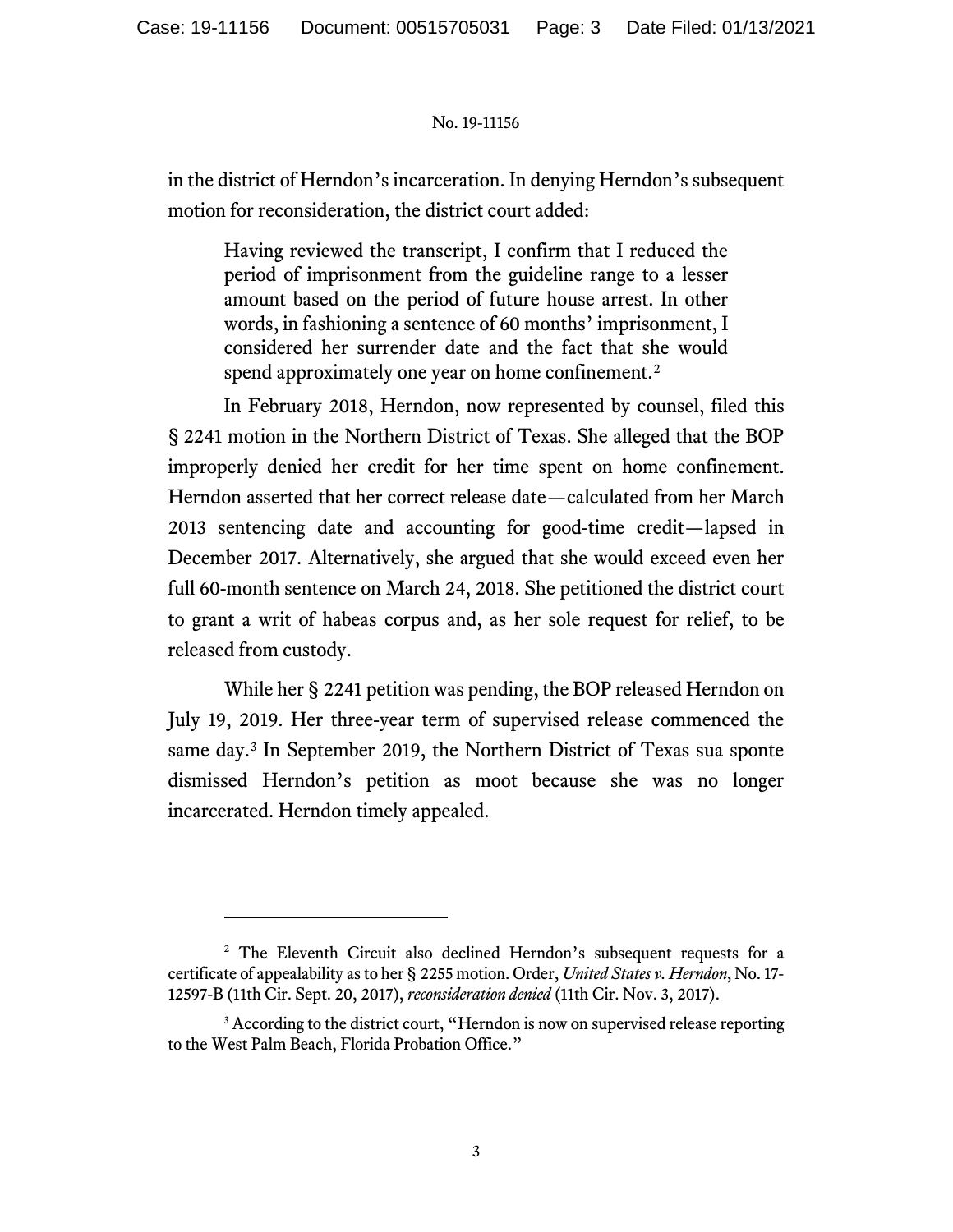in the district of Herndon's incarceration. In denying Herndon's subsequent motion for reconsideration, the district court added:

> Having reviewed the transcript, I confirm that I reduced the period of imprisonment from the guideline range to a lesser amount based on the period of future house arrest. In other words, in fashioning a sentence of 60 months' imprisonment, I considered her surrender date and the fact that she would spend approximately one year on home confinement.[2]

In February 2018, Herndon, now represented by counsel, filed this § 2241 motion in the Northern District of Texas. She alleged that the BOP improperly denied her credit for her time spent on home confinement. Herndon asserted that her correct release date—calculated from her March 2013 sentencing date and accounting for good-time credit—lapsed in December 2017. Alternatively, she argued that she would exceed even her full 60-month sentence on March 24, 2018. She petitioned the district court to grant a writ of habeas corpus and, as her sole request for relief, to be released from custody.

While her § 2241 petition was pending, the BOP released Herndon on July 19, 2019. Her three-year term of supervised release commenced the same day.[3] In September 2019, the Northern District of Texas sua sponte dismissed Herndon's petition as moot because she was no longer incarcerated. Herndon timely appealed.

---

[2] The Eleventh Circuit also declined Herndon's subsequent requests for a certificate of appealability as to her § 2255 motion. Order, *United States v. Herndon*, No. 17-12597-B (11th Cir. Sept. 20, 2017), *reconsideration denied* (11th Cir. Nov. 3, 2017).

[3] According to the district court, "Herndon is now on supervised release reporting to the West Palm Beach, Florida Probation Office."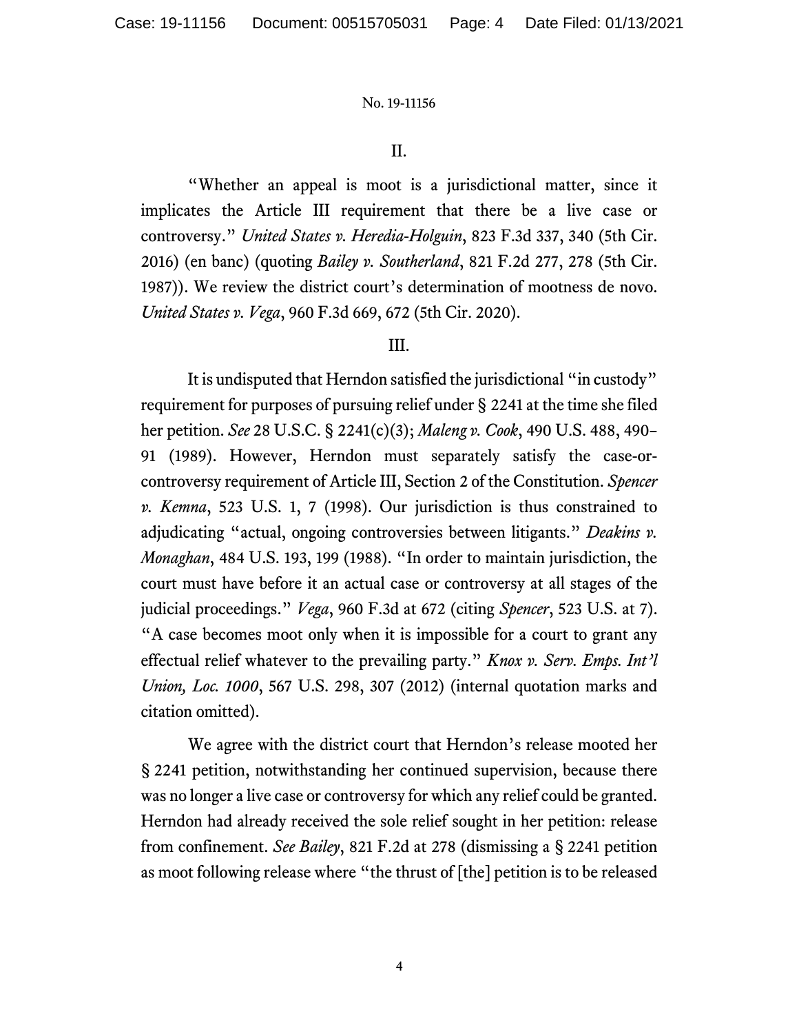II.

"Whether an appeal is moot is a jurisdictional matter, since it implicates the Article III requirement that there be a live case or controversy." *United States v. Heredia-Holguin*, 823 F.3d 337, 340 (5th Cir. 2016) (en banc) (quoting *Bailey v. Southerland*, 821 F.2d 277, 278 (5th Cir. 1987)). We review the district court's determination of mootness de novo. *United States v. Vega*, 960 F.3d 669, 672 (5th Cir. 2020).

III.

It is undisputed that Herndon satisfied the jurisdictional "in custody" requirement for purposes of pursuing relief under § 2241 at the time she filed her petition. *See* 28 U.S.C. § 2241(c)(3); *Maleng v. Cook*, 490 U.S. 488, 490–91 (1989). However, Herndon must separately satisfy the case-or-controversy requirement of Article III, Section 2 of the Constitution. *Spencer v. Kemna*, 523 U.S. 1, 7 (1998). Our jurisdiction is thus constrained to adjudicating "actual, ongoing controversies between litigants." *Deakins v. Monaghan*, 484 U.S. 193, 199 (1988). "In order to maintain jurisdiction, the court must have before it an actual case or controversy at all stages of the judicial proceedings." *Vega*, 960 F.3d at 672 (citing *Spencer*, 523 U.S. at 7). "A case becomes moot only when it is impossible for a court to grant any effectual relief whatever to the prevailing party." *Knox v. Serv. Emps. Int'l Union, Loc. 1000*, 567 U.S. 298, 307 (2012) (internal quotation marks and citation omitted).

We agree with the district court that Herndon's release mooted her § 2241 petition, notwithstanding her continued supervision, because there was no longer a live case or controversy for which any relief could be granted. Herndon had already received the sole relief sought in her petition: release from confinement. *See Bailey*, 821 F.2d at 278 (dismissing a § 2241 petition as moot following release where "the thrust of [the] petition is to be released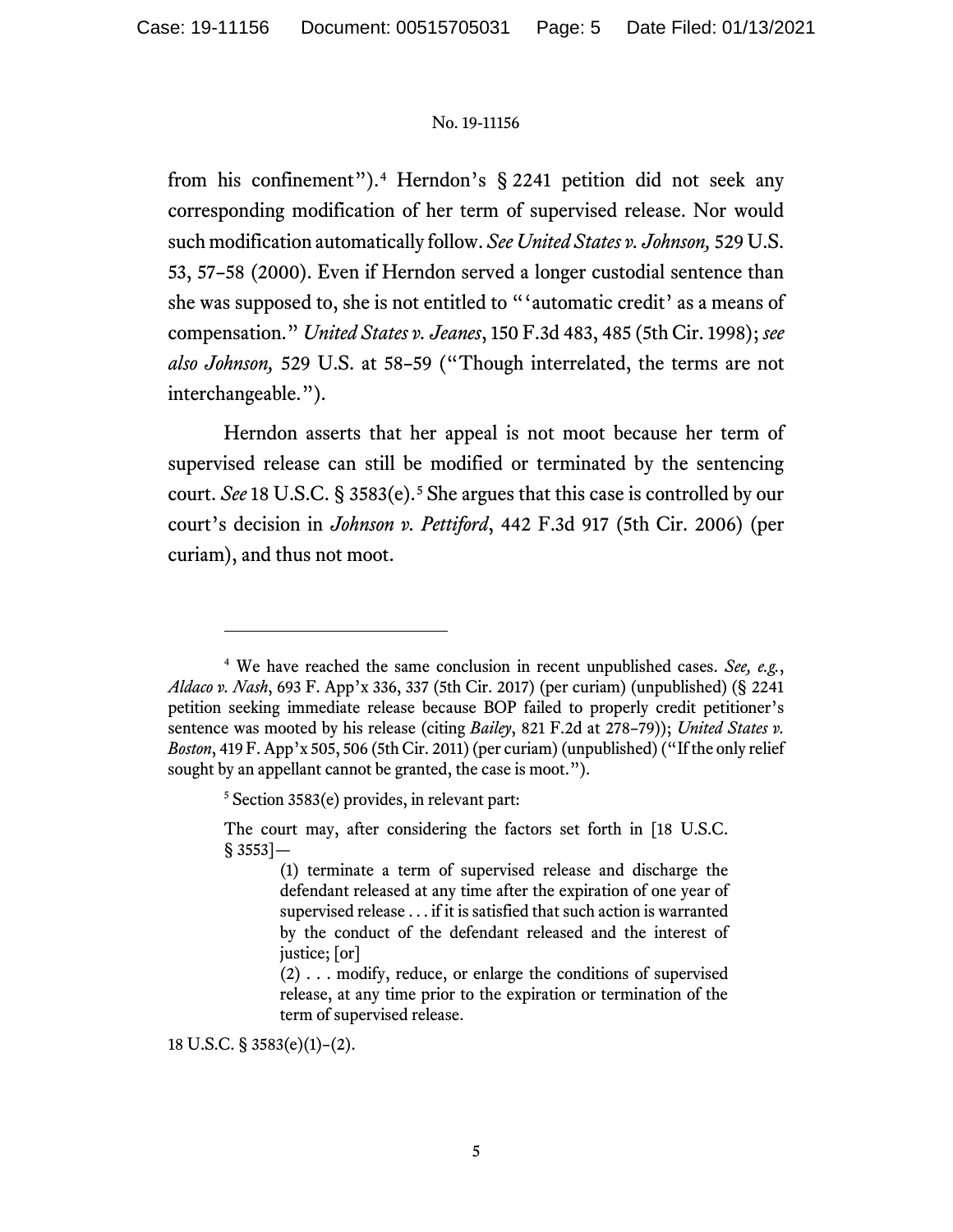from his confinement").[4] Herndon's § 2241 petition did not seek any corresponding modification of her term of supervised release. Nor would such modification automatically follow. *See United States v. Johnson,* 529 U.S. 53, 57–58 (2000). Even if Herndon served a longer custodial sentence than she was supposed to, she is not entitled to "'automatic credit' as a means of compensation." *United States v. Jeanes*, 150 F.3d 483, 485 (5th Cir. 1998); *see also Johnson,* 529 U.S. at 58–59 ("Though interrelated, the terms are not interchangeable.").

Herndon asserts that her appeal is not moot because her term of supervised release can still be modified or terminated by the sentencing court. *See* 18 U.S.C. § 3583(e).[5] She argues that this case is controlled by our court's decision in *Johnson v. Pettiford*, 442 F.3d 917 (5th Cir. 2006) (per curiam), and thus not moot.

---

[4] We have reached the same conclusion in recent unpublished cases. *See, e.g.*, *Aldaco v. Nash*, 693 F. App'x 336, 337 (5th Cir. 2017) (per curiam) (unpublished) (§ 2241 petition seeking immediate release because BOP failed to properly credit petitioner's sentence was mooted by his release (citing *Bailey*, 821 F.2d at 278–79)); *United States v. Boston*, 419 F. App'x 505, 506 (5th Cir. 2011) (per curiam) (unpublished) ("If the only relief sought by an appellant cannot be granted, the case is moot.").

[5] Section 3583(e) provides, in relevant part:

> The court may, after considering the factors set forth in [18 U.S.C. § 3553]—
>
> > (1) terminate a term of supervised release and discharge the defendant released at any time after the expiration of one year of supervised release . . . if it is satisfied that such action is warranted by the conduct of the defendant released and the interest of justice; [or]
> >
> > (2) . . . modify, reduce, or enlarge the conditions of supervised release, at any time prior to the expiration or termination of the term of supervised release.

18 U.S.C. § 3583(e)(1)–(2).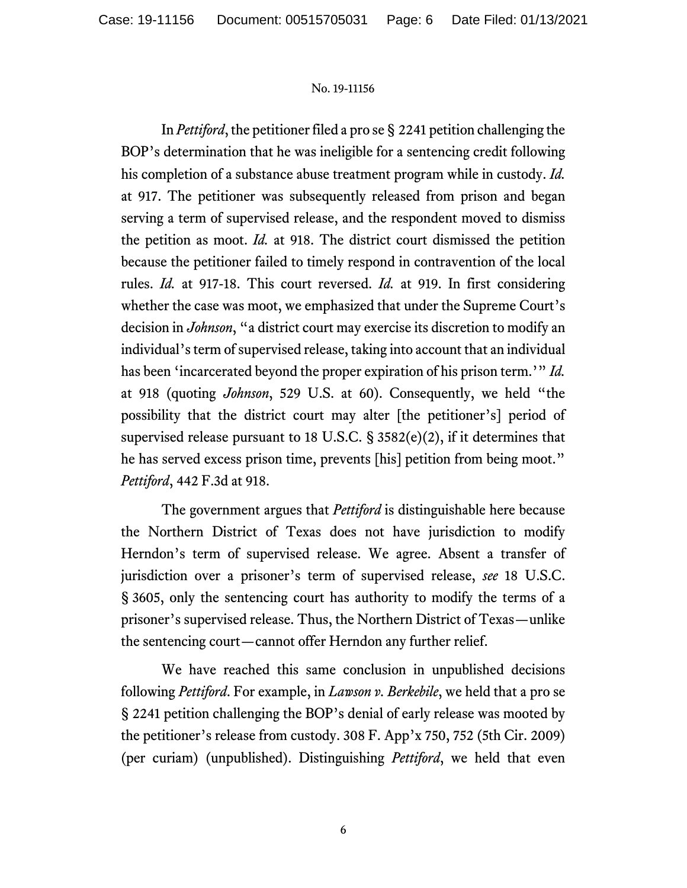In *Pettiford*, the petitioner filed a pro se § 2241 petition challenging the BOP's determination that he was ineligible for a sentencing credit following his completion of a substance abuse treatment program while in custody. *Id.* at 917. The petitioner was subsequently released from prison and began serving a term of supervised release, and the respondent moved to dismiss the petition as moot. *Id.* at 918. The district court dismissed the petition because the petitioner failed to timely respond in contravention of the local rules. *Id.* at 917-18. This court reversed. *Id.* at 919. In first considering whether the case was moot, we emphasized that under the Supreme Court's decision in *Johnson*, "a district court may exercise its discretion to modify an individual's term of supervised release, taking into account that an individual has been 'incarcerated beyond the proper expiration of his prison term.'" *Id.* at 918 (quoting *Johnson*, 529 U.S. at 60). Consequently, we held "the possibility that the district court may alter [the petitioner's] period of supervised release pursuant to 18 U.S.C. § 3582(e)(2), if it determines that he has served excess prison time, prevents [his] petition from being moot." *Pettiford*, 442 F.3d at 918.

The government argues that *Pettiford* is distinguishable here because the Northern District of Texas does not have jurisdiction to modify Herndon's term of supervised release. We agree. Absent a transfer of jurisdiction over a prisoner's term of supervised release, *see* 18 U.S.C. § 3605, only the sentencing court has authority to modify the terms of a prisoner's supervised release. Thus, the Northern District of Texas—unlike the sentencing court—cannot offer Herndon any further relief.

We have reached this same conclusion in unpublished decisions following *Pettiford*. For example, in *Lawson v. Berkebile*, we held that a pro se § 2241 petition challenging the BOP's denial of early release was mooted by the petitioner's release from custody. 308 F. App'x 750, 752 (5th Cir. 2009) (per curiam) (unpublished). Distinguishing *Pettiford*, we held that even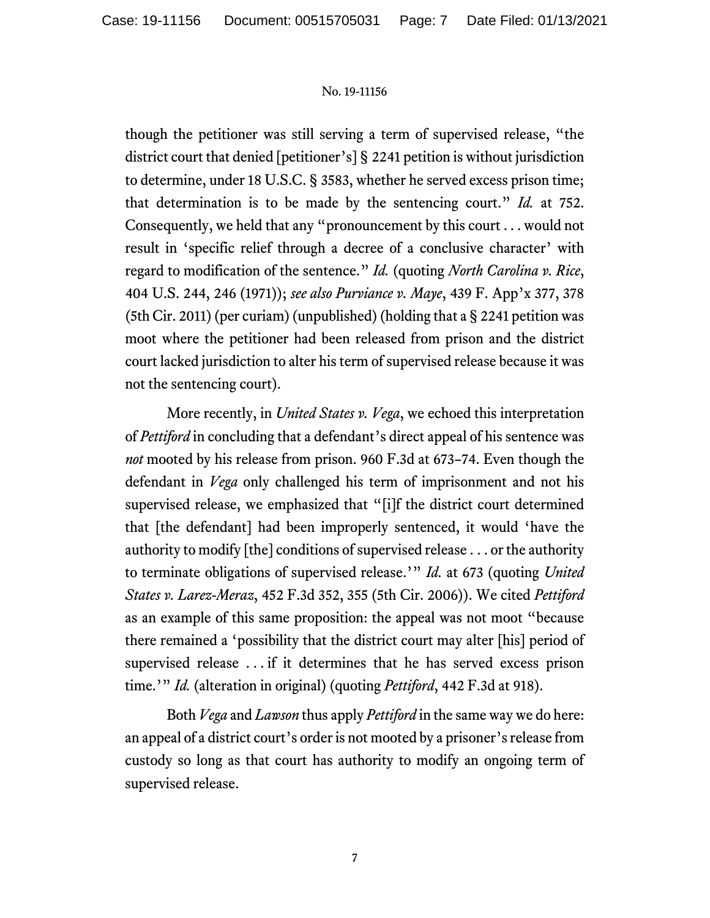though the petitioner was still serving a term of supervised release, "the district court that denied [petitioner's] § 2241 petition is without jurisdiction to determine, under 18 U.S.C. § 3583, whether he served excess prison time; that determination is to be made by the sentencing court." *Id.* at 752. Consequently, we held that any "pronouncement by this court . . . would not result in 'specific relief through a decree of a conclusive character' with regard to modification of the sentence." *Id.* (quoting *North Carolina v. Rice*, 404 U.S. 244, 246 (1971)); *see also Purviance v. Maye*, 439 F. App'x 377, 378 (5th Cir. 2011) (per curiam) (unpublished) (holding that a § 2241 petition was moot where the petitioner had been released from prison and the district court lacked jurisdiction to alter his term of supervised release because it was not the sentencing court).

More recently, in *United States v. Vega*, we echoed this interpretation of *Pettiford* in concluding that a defendant's direct appeal of his sentence was *not* mooted by his release from prison. 960 F.3d at 673–74. Even though the defendant in *Vega* only challenged his term of imprisonment and not his supervised release, we emphasized that "[i]f the district court determined that [the defendant] had been improperly sentenced, it would 'have the authority to modify [the] conditions of supervised release . . . or the authority to terminate obligations of supervised release.'" *Id.* at 673 (quoting *United States v. Larez-Meraz*, 452 F.3d 352, 355 (5th Cir. 2006)). We cited *Pettiford* as an example of this same proposition: the appeal was not moot "because there remained a 'possibility that the district court may alter [his] period of supervised release . . . if it determines that he has served excess prison time.'" *Id.* (alteration in original) (quoting *Pettiford*, 442 F.3d at 918).

Both *Vega* and *Lawson* thus apply *Pettiford* in the same way we do here: an appeal of a district court's order is not mooted by a prisoner's release from custody so long as that court has authority to modify an ongoing term of supervised release.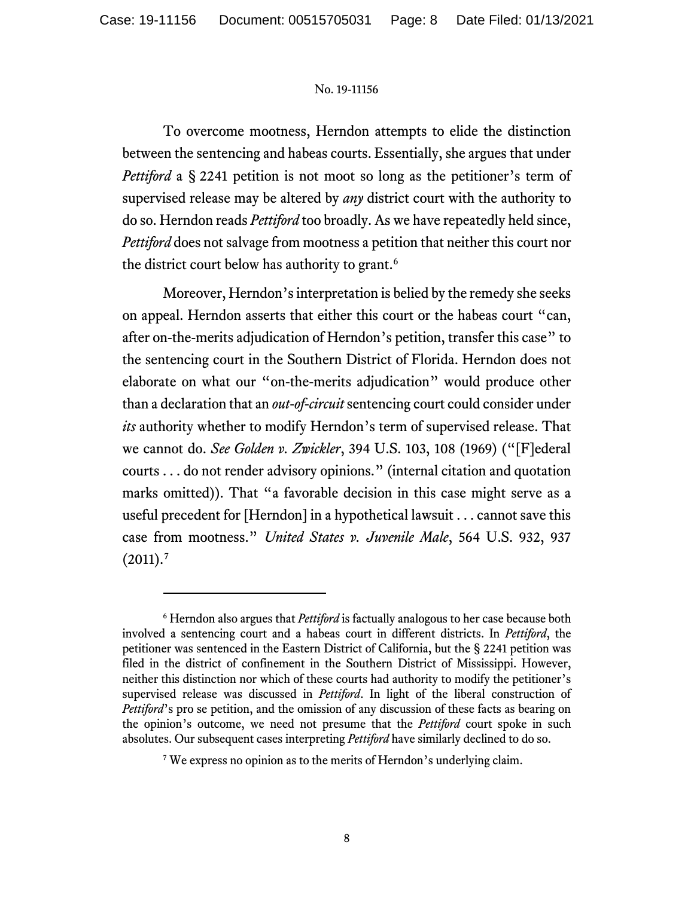To overcome mootness, Herndon attempts to elide the distinction between the sentencing and habeas courts. Essentially, she argues that under *Pettiford* a § 2241 petition is not moot so long as the petitioner's term of supervised release may be altered by *any* district court with the authority to do so. Herndon reads *Pettiford* too broadly. As we have repeatedly held since, *Pettiford* does not salvage from mootness a petition that neither this court nor the district court below has authority to grant.[6]

Moreover, Herndon's interpretation is belied by the remedy she seeks on appeal. Herndon asserts that either this court or the habeas court "can, after on-the-merits adjudication of Herndon's petition, transfer this case" to the sentencing court in the Southern District of Florida. Herndon does not elaborate on what our "on-the-merits adjudication" would produce other than a declaration that an *out-of-circuit* sentencing court could consider under *its* authority whether to modify Herndon's term of supervised release. That we cannot do. *See Golden v. Zwickler*, 394 U.S. 103, 108 (1969) ("[F]ederal courts . . . do not render advisory opinions." (internal citation and quotation marks omitted)). That "a favorable decision in this case might serve as a useful precedent for [Herndon] in a hypothetical lawsuit . . . cannot save this case from mootness." *United States v. Juvenile Male*, 564 U.S. 932, 937 (2011).[7]

---

[6] Herndon also argues that *Pettiford* is factually analogous to her case because both involved a sentencing court and a habeas court in different districts. In *Pettiford*, the petitioner was sentenced in the Eastern District of California, but the § 2241 petition was filed in the district of confinement in the Southern District of Mississippi. However, neither this distinction nor which of these courts had authority to modify the petitioner's supervised release was discussed in *Pettiford*. In light of the liberal construction of *Pettiford*'s pro se petition, and the omission of any discussion of these facts as bearing on the opinion's outcome, we need not presume that the *Pettiford* court spoke in such absolutes. Our subsequent cases interpreting *Pettiford* have similarly declined to do so.

[7] We express no opinion as to the merits of Herndon's underlying claim.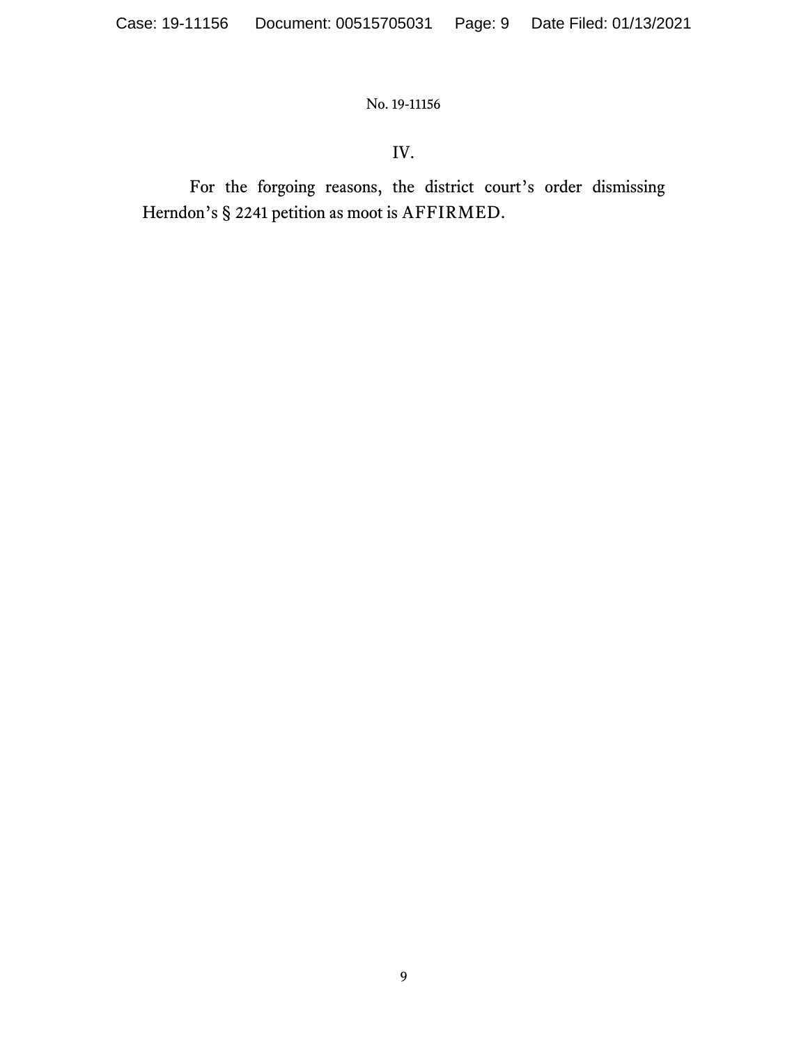## IV.

For the forgoing reasons, the district court's order dismissing Herndon's § 2241 petition as moot is AFFIRMED.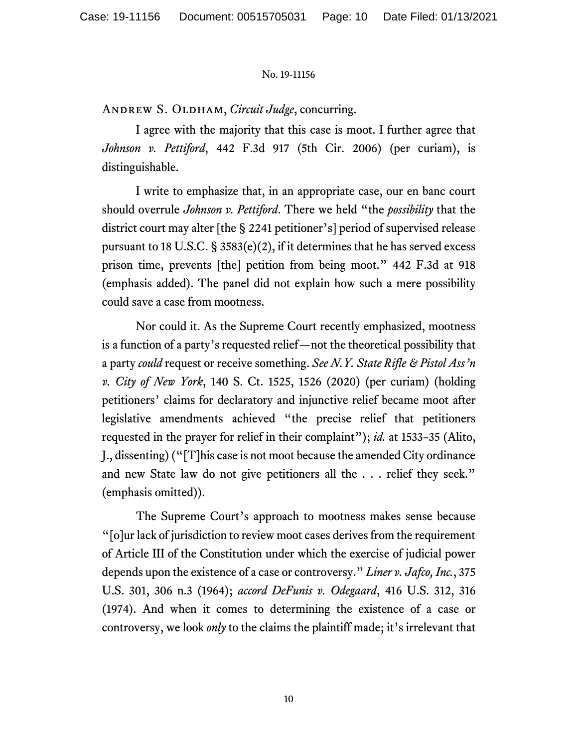Andrew S. Oldham, *Circuit Judge*, concurring.

I agree with the majority that this case is moot. I further agree that *Johnson v. Pettiford*, 442 F.3d 917 (5th Cir. 2006) (per curiam), is distinguishable.

I write to emphasize that, in an appropriate case, our en banc court should overrule *Johnson v. Pettiford*. There we held "the *possibility* that the district court may alter [the § 2241 petitioner's] period of supervised release pursuant to 18 U.S.C. § 3583(e)(2), if it determines that he has served excess prison time, prevents [the] petition from being moot." 442 F.3d at 918 (emphasis added). The panel did not explain how such a mere possibility could save a case from mootness.

Nor could it. As the Supreme Court recently emphasized, mootness is a function of a party's requested relief—not the theoretical possibility that a party *could* request or receive something. *See N.Y. State Rifle & Pistol Ass'n v. City of New York*, 140 S. Ct. 1525, 1526 (2020) (per curiam) (holding petitioners' claims for declaratory and injunctive relief became moot after legislative amendments achieved "the precise relief that petitioners requested in the prayer for relief in their complaint"); *id.* at 1533–35 (Alito, J., dissenting) ("[T]his case is not moot because the amended City ordinance and new State law do not give petitioners all the . . . relief they seek." (emphasis omitted)).

The Supreme Court's approach to mootness makes sense because "[o]ur lack of jurisdiction to review moot cases derives from the requirement of Article III of the Constitution under which the exercise of judicial power depends upon the existence of a case or controversy." *Liner v. Jafco, Inc.*, 375 U.S. 301, 306 n.3 (1964); *accord DeFunis v. Odegaard*, 416 U.S. 312, 316 (1974). And when it comes to determining the existence of a case or controversy, we look *only* to the claims the plaintiff made; it's irrelevant that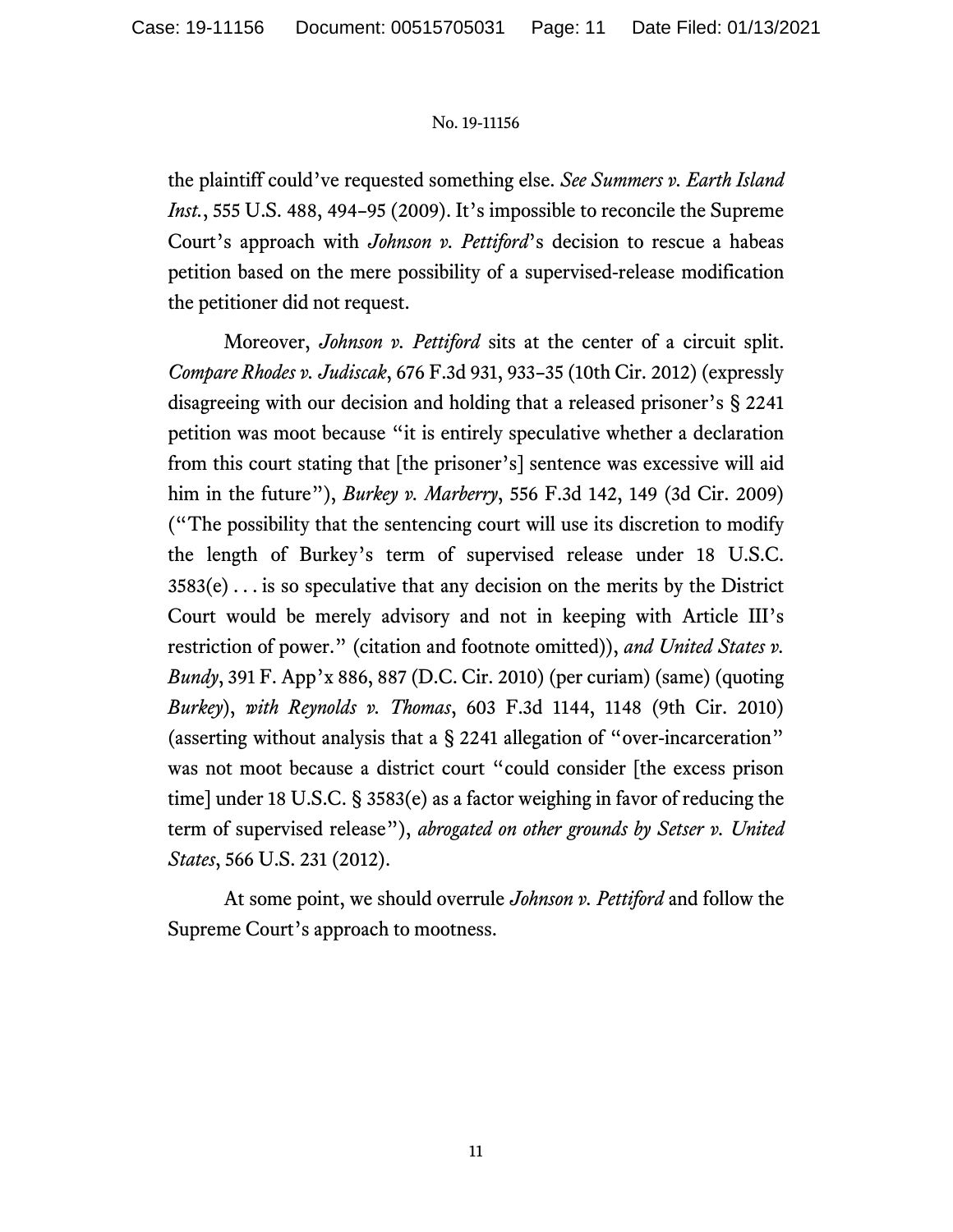the plaintiff could've requested something else. *See Summers v. Earth Island Inst.*, 555 U.S. 488, 494–95 (2009). It's impossible to reconcile the Supreme Court's approach with *Johnson v. Pettiford*'s decision to rescue a habeas petition based on the mere possibility of a supervised-release modification the petitioner did not request.

Moreover, *Johnson v. Pettiford* sits at the center of a circuit split. *Compare Rhodes v. Judiscak*, 676 F.3d 931, 933–35 (10th Cir. 2012) (expressly disagreeing with our decision and holding that a released prisoner's § 2241 petition was moot because "it is entirely speculative whether a declaration from this court stating that [the prisoner's] sentence was excessive will aid him in the future"), *Burkey v. Marberry*, 556 F.3d 142, 149 (3d Cir. 2009) ("The possibility that the sentencing court will use its discretion to modify the length of Burkey's term of supervised release under 18 U.S.C. 3583(e) . . . is so speculative that any decision on the merits by the District Court would be merely advisory and not in keeping with Article III's restriction of power." (citation and footnote omitted)), *and United States v. Bundy*, 391 F. App'x 886, 887 (D.C. Cir. 2010) (per curiam) (same) (quoting *Burkey*), *with Reynolds v. Thomas*, 603 F.3d 1144, 1148 (9th Cir. 2010) (asserting without analysis that a § 2241 allegation of "over-incarceration" was not moot because a district court "could consider [the excess prison time] under 18 U.S.C. § 3583(e) as a factor weighing in favor of reducing the term of supervised release"), *abrogated on other grounds by Setser v. United States*, 566 U.S. 231 (2012).

At some point, we should overrule *Johnson v. Pettiford* and follow the Supreme Court's approach to mootness.